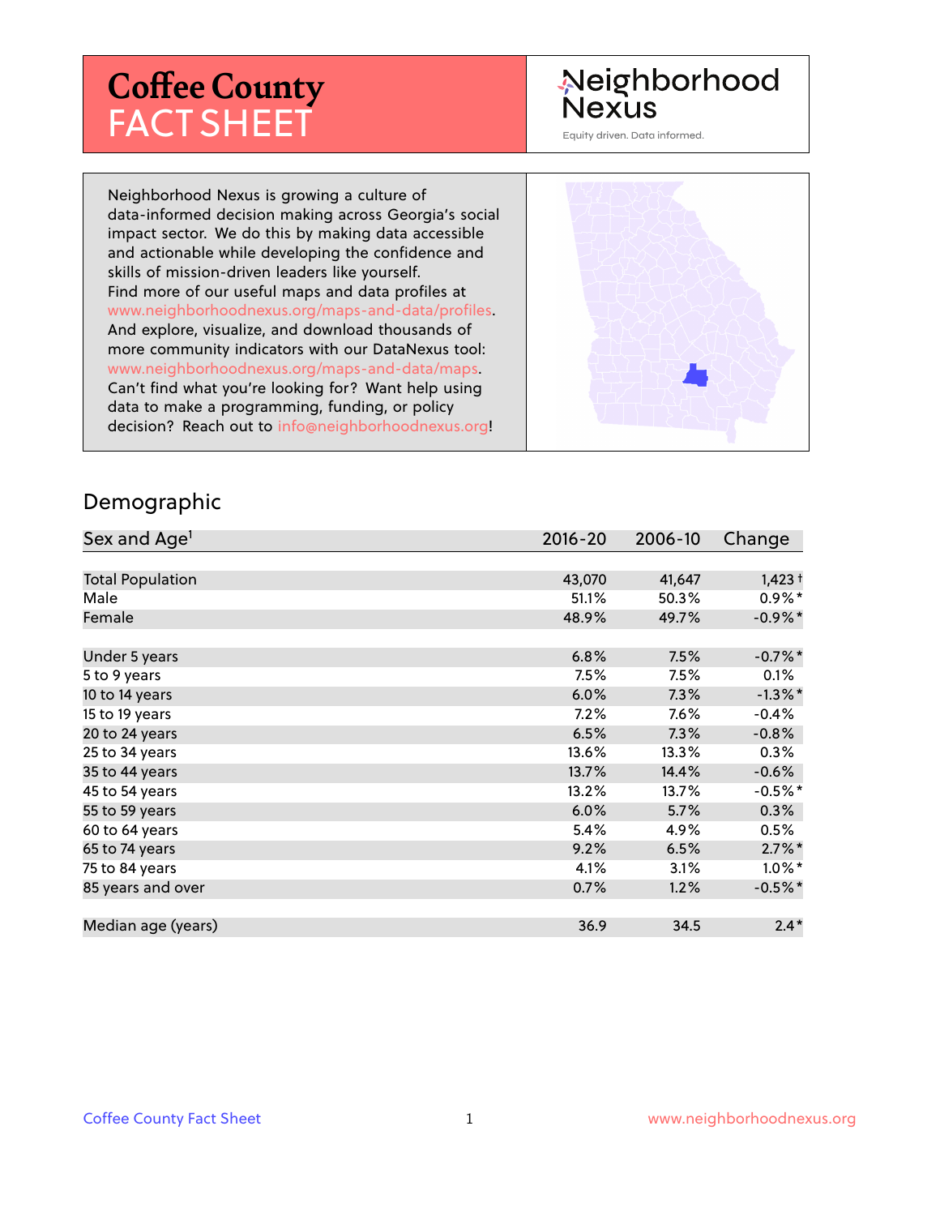# Coffee County FACT SHEET

Neighborhood Nexus

Equity driven. Data informed.

Neighborhood Nexus is growing a culture of data-informed decision making across Georgia's social impact sector. We do this by making data accessible and actionable while developing the confidence and skills of mission-driven leaders like yourself. Find more of our useful maps and data profiles at www.neighborhoodnexus.org/maps-and-data/profiles. And explore, visualize, and download thousands of more community indicators with our DataNexus tool: www.neighborhoodnexus.org/maps-and-data/maps. Can't find what you're looking for? Want help using data to make a programming, funding, or policy decision? Reach out to info@neighborhoodnexus.org!

## Demographic

| Sex and Age[1] | 2016-20 | 2006-10 | Change |
|---|---|---|---|
| Total Population | 43,070 | 41,647 | 1,423 † |
| Male | 51.1% | 50.3% | 0.9%* |
| Female | 48.9% | 49.7% | -0.9%* |
| | | | |
| Under 5 years | 6.8% | 7.5% | -0.7%* |
| 5 to 9 years | 7.5% | 7.5% | 0.1% |
| 10 to 14 years | 6.0% | 7.3% | -1.3%* |
| 15 to 19 years | 7.2% | 7.6% | -0.4% |
| 20 to 24 years | 6.5% | 7.3% | -0.8% |
| 25 to 34 years | 13.6% | 13.3% | 0.3% |
| 35 to 44 years | 13.7% | 14.4% | -0.6% |
| 45 to 54 years | 13.2% | 13.7% | -0.5%* |
| 55 to 59 years | 6.0% | 5.7% | 0.3% |
| 60 to 64 years | 5.4% | 4.9% | 0.5% |
| 65 to 74 years | 9.2% | 6.5% | 2.7%* |
| 75 to 84 years | 4.1% | 3.1% | 1.0%* |
| 85 years and over | 0.7% | 1.2% | -0.5%* |
| | | | |
| Median age (years) | 36.9 | 34.5 | 2.4* |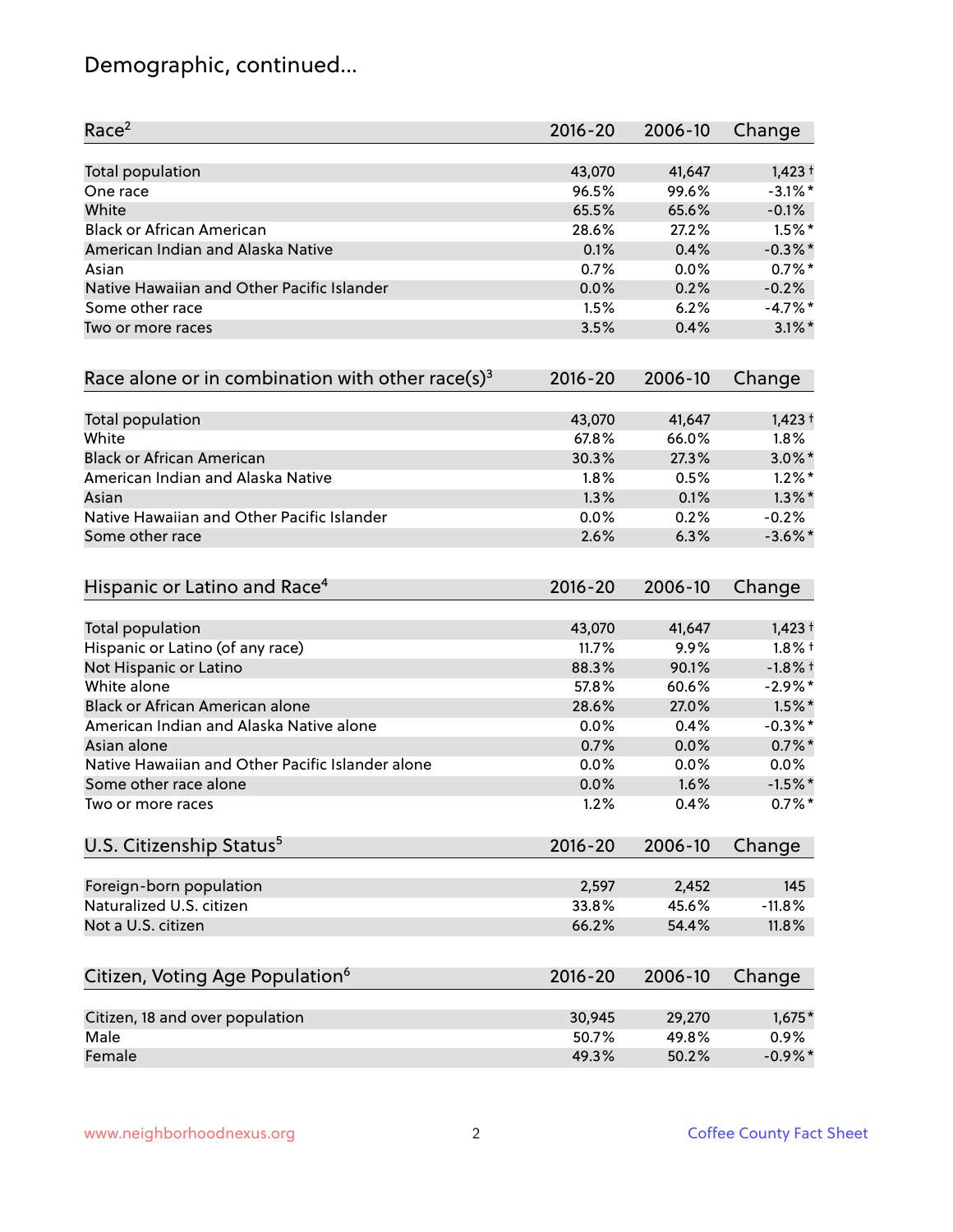# Demographic, continued...

| Race[2] | 2016-20 | 2006-10 | Change |
|---|---|---|---|
| Total population | 43,070 | 41,647 | 1,423 † |
| One race | 96.5% | 99.6% | -3.1% * |
| White | 65.5% | 65.6% | -0.1% |
| Black or African American | 28.6% | 27.2% | 1.5% * |
| American Indian and Alaska Native | 0.1% | 0.4% | -0.3% * |
| Asian | 0.7% | 0.0% | 0.7% * |
| Native Hawaiian and Other Pacific Islander | 0.0% | 0.2% | -0.2% |
| Some other race | 1.5% | 6.2% | -4.7% * |
| Two or more races | 3.5% | 0.4% | 3.1% * |

| Race alone or in combination with other race(s)[3] | 2016-20 | 2006-10 | Change |
|---|---|---|---|
| Total population | 43,070 | 41,647 | 1,423 † |
| White | 67.8% | 66.0% | 1.8% |
| Black or African American | 30.3% | 27.3% | 3.0% * |
| American Indian and Alaska Native | 1.8% | 0.5% | 1.2% * |
| Asian | 1.3% | 0.1% | 1.3% * |
| Native Hawaiian and Other Pacific Islander | 0.0% | 0.2% | -0.2% |
| Some other race | 2.6% | 6.3% | -3.6% * |

| Hispanic or Latino and Race[4] | 2016-20 | 2006-10 | Change |
|---|---|---|---|
| Total population | 43,070 | 41,647 | 1,423 † |
| Hispanic or Latino (of any race) | 11.7% | 9.9% | 1.8% † |
| Not Hispanic or Latino | 88.3% | 90.1% | -1.8% † |
| White alone | 57.8% | 60.6% | -2.9% * |
| Black or African American alone | 28.6% | 27.0% | 1.5% * |
| American Indian and Alaska Native alone | 0.0% | 0.4% | -0.3% * |
| Asian alone | 0.7% | 0.0% | 0.7% * |
| Native Hawaiian and Other Pacific Islander alone | 0.0% | 0.0% | 0.0% |
| Some other race alone | 0.0% | 1.6% | -1.5% * |
| Two or more races | 1.2% | 0.4% | 0.7% * |

| U.S. Citizenship Status[5] | 2016-20 | 2006-10 | Change |
|---|---|---|---|
| Foreign-born population | 2,597 | 2,452 | 145 |
| Naturalized U.S. citizen | 33.8% | 45.6% | -11.8% |
| Not a U.S. citizen | 66.2% | 54.4% | 11.8% |

| Citizen, Voting Age Population[6] | 2016-20 | 2006-10 | Change |
|---|---|---|---|
| Citizen, 18 and over population | 30,945 | 29,270 | 1,675 * |
| Male | 50.7% | 49.8% | 0.9% |
| Female | 49.3% | 50.2% | -0.9% * |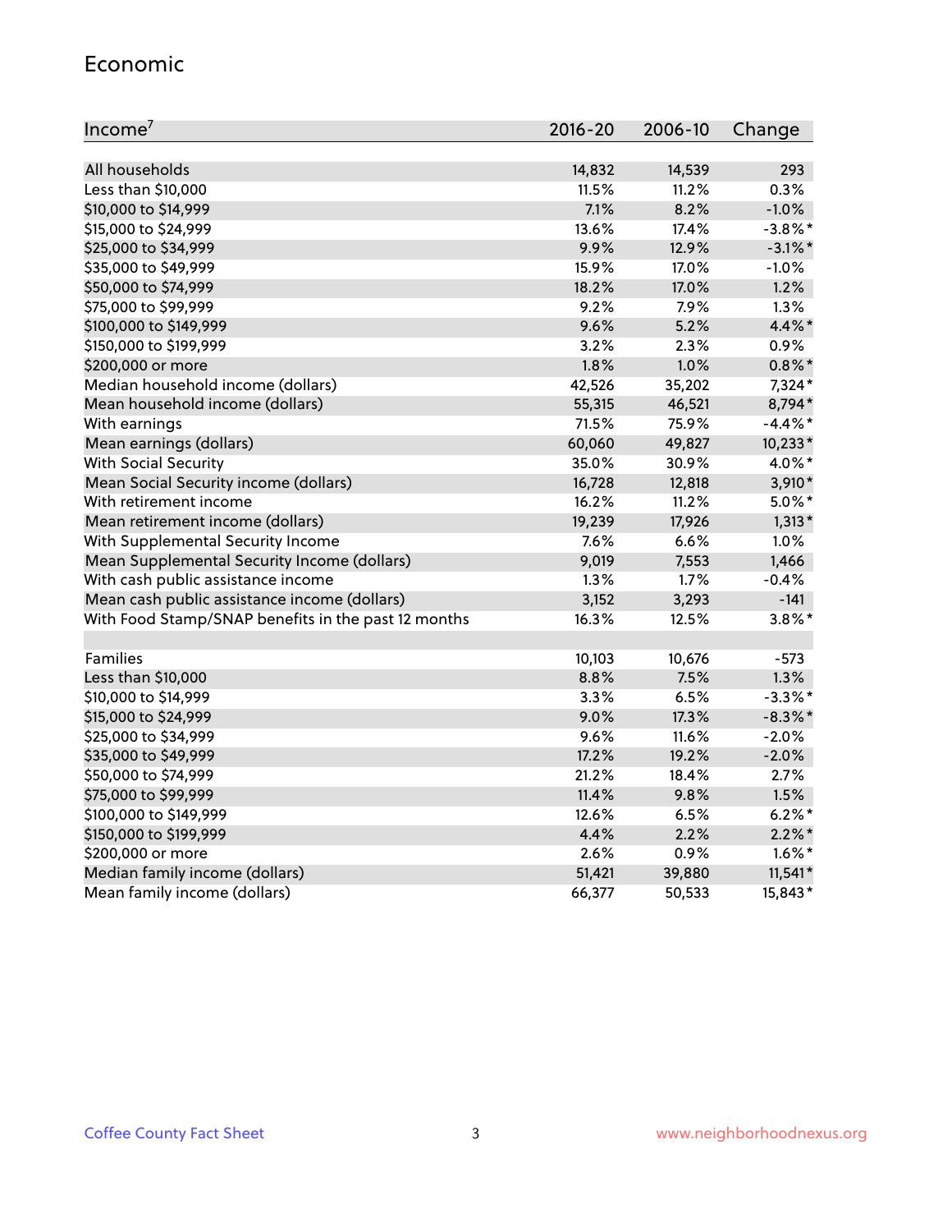## Economic

| Income[7] | 2016-20 | 2006-10 | Change |
|---|---|---|---|
| All households | 14,832 | 14,539 | 293 |
| Less than $10,000 | 11.5% | 11.2% | 0.3% |
| $10,000 to $14,999 | 7.1% | 8.2% | -1.0% |
| $15,000 to $24,999 | 13.6% | 17.4% | -3.8%* |
| $25,000 to $34,999 | 9.9% | 12.9% | -3.1%* |
| $35,000 to $49,999 | 15.9% | 17.0% | -1.0% |
| $50,000 to $74,999 | 18.2% | 17.0% | 1.2% |
| $75,000 to $99,999 | 9.2% | 7.9% | 1.3% |
| $100,000 to $149,999 | 9.6% | 5.2% | 4.4%* |
| $150,000 to $199,999 | 3.2% | 2.3% | 0.9% |
| $200,000 or more | 1.8% | 1.0% | 0.8%* |
| Median household income (dollars) | 42,526 | 35,202 | 7,324* |
| Mean household income (dollars) | 55,315 | 46,521 | 8,794* |
| With earnings | 71.5% | 75.9% | -4.4%* |
| Mean earnings (dollars) | 60,060 | 49,827 | 10,233* |
| With Social Security | 35.0% | 30.9% | 4.0%* |
| Mean Social Security income (dollars) | 16,728 | 12,818 | 3,910* |
| With retirement income | 16.2% | 11.2% | 5.0%* |
| Mean retirement income (dollars) | 19,239 | 17,926 | 1,313* |
| With Supplemental Security Income | 7.6% | 6.6% | 1.0% |
| Mean Supplemental Security Income (dollars) | 9,019 | 7,553 | 1,466 |
| With cash public assistance income | 1.3% | 1.7% | -0.4% |
| Mean cash public assistance income (dollars) | 3,152 | 3,293 | -141 |
| With Food Stamp/SNAP benefits in the past 12 months | 16.3% | 12.5% | 3.8%* |
| | | | |
| Families | 10,103 | 10,676 | -573 |
| Less than $10,000 | 8.8% | 7.5% | 1.3% |
| $10,000 to $14,999 | 3.3% | 6.5% | -3.3%* |
| $15,000 to $24,999 | 9.0% | 17.3% | -8.3%* |
| $25,000 to $34,999 | 9.6% | 11.6% | -2.0% |
| $35,000 to $49,999 | 17.2% | 19.2% | -2.0% |
| $50,000 to $74,999 | 21.2% | 18.4% | 2.7% |
| $75,000 to $99,999 | 11.4% | 9.8% | 1.5% |
| $100,000 to $149,999 | 12.6% | 6.5% | 6.2%* |
| $150,000 to $199,999 | 4.4% | 2.2% | 2.2%* |
| $200,000 or more | 2.6% | 0.9% | 1.6%* |
| Median family income (dollars) | 51,421 | 39,880 | 11,541* |
| Mean family income (dollars) | 66,377 | 50,533 | 15,843* |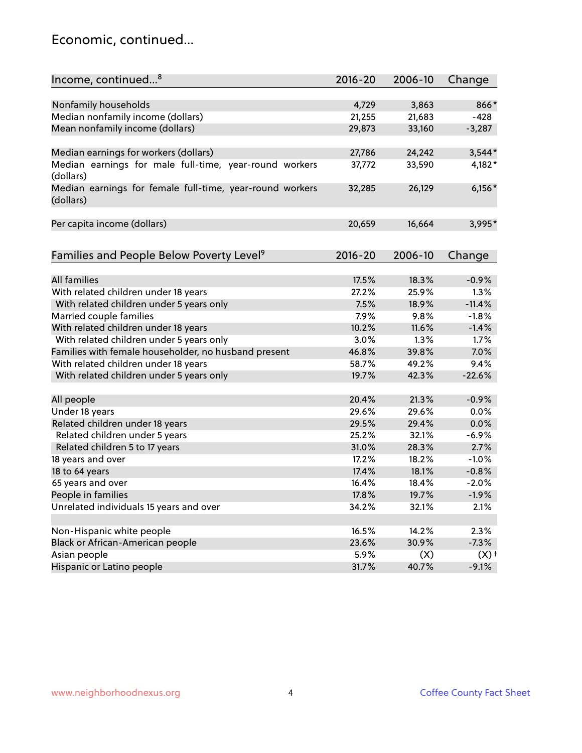## Economic, continued...

| Income, continued...[8] | 2016-20 | 2006-10 | Change |
|---|---|---|---|
| Nonfamily households | 4,729 | 3,863 | 866* |
| Median nonfamily income (dollars) | 21,255 | 21,683 | -428 |
| Mean nonfamily income (dollars) | 29,873 | 33,160 | -3,287 |
| Median earnings for workers (dollars) | 27,786 | 24,242 | 3,544* |
| Median earnings for male full-time, year-round workers (dollars) | 37,772 | 33,590 | 4,182* |
| Median earnings for female full-time, year-round workers (dollars) | 32,285 | 26,129 | 6,156* |
| Per capita income (dollars) | 20,659 | 16,664 | 3,995* |

| Families and People Below Poverty Level[9] | 2016-20 | 2006-10 | Change |
|---|---|---|---|
| All families | 17.5% | 18.3% | -0.9% |
| With related children under 18 years | 27.2% | 25.9% | 1.3% |
| With related children under 5 years only | 7.5% | 18.9% | -11.4% |
| Married couple families | 7.9% | 9.8% | -1.8% |
| With related children under 18 years | 10.2% | 11.6% | -1.4% |
| With related children under 5 years only | 3.0% | 1.3% | 1.7% |
| Families with female householder, no husband present | 46.8% | 39.8% | 7.0% |
| With related children under 18 years | 58.7% | 49.2% | 9.4% |
| With related children under 5 years only | 19.7% | 42.3% | -22.6% |
| All people | 20.4% | 21.3% | -0.9% |
| Under 18 years | 29.6% | 29.6% | 0.0% |
| Related children under 18 years | 29.5% | 29.4% | 0.0% |
| Related children under 5 years | 25.2% | 32.1% | -6.9% |
| Related children 5 to 17 years | 31.0% | 28.3% | 2.7% |
| 18 years and over | 17.2% | 18.2% | -1.0% |
| 18 to 64 years | 17.4% | 18.1% | -0.8% |
| 65 years and over | 16.4% | 18.4% | -2.0% |
| People in families | 17.8% | 19.7% | -1.9% |
| Unrelated individuals 15 years and over | 34.2% | 32.1% | 2.1% |
| Non-Hispanic white people | 16.5% | 14.2% | 2.3% |
| Black or African-American people | 23.6% | 30.9% | -7.3% |
| Asian people | 5.9% | (X) | (X)† |
| Hispanic or Latino people | 31.7% | 40.7% | -9.1% |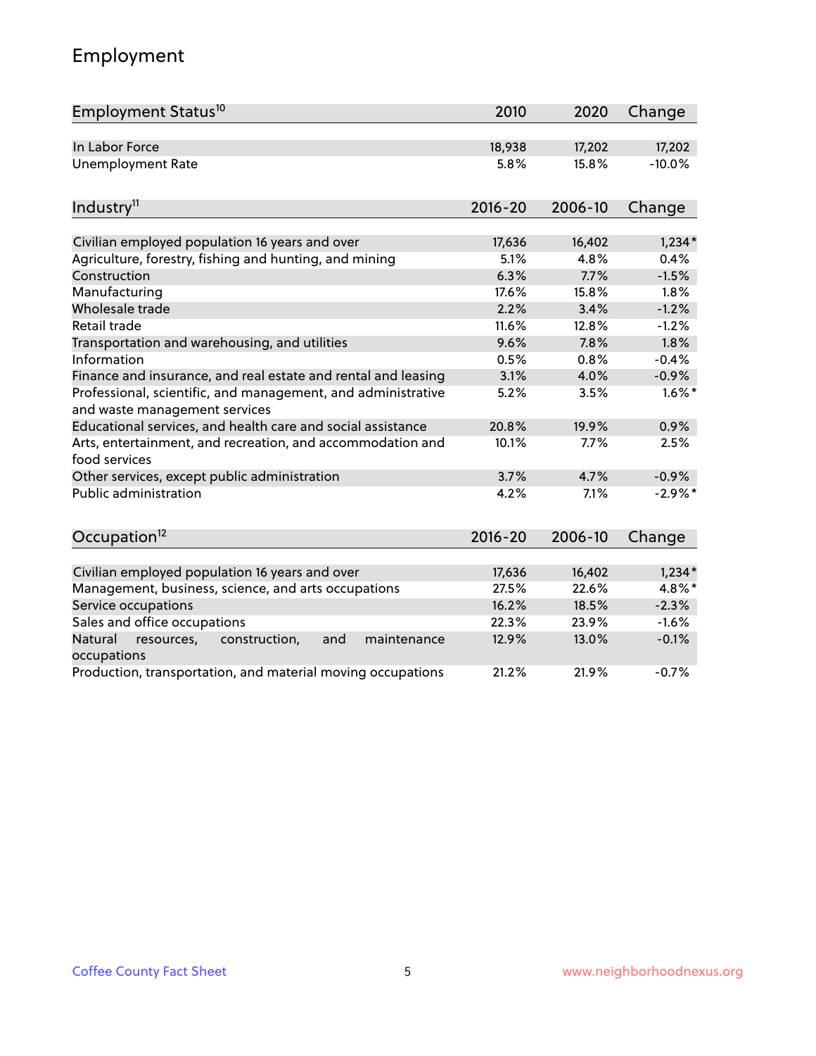## Employment

| Employment Status[10] | 2010 | 2020 | Change |
|---|---|---|---|
| In Labor Force | 18,938 | 17,202 | 17,202 |
| Unemployment Rate | 5.8% | 15.8% | -10.0% |

| Industry[11] | 2016-20 | 2006-10 | Change |
|---|---|---|---|
| Civilian employed population 16 years and over | 17,636 | 16,402 | 1,234* |
| Agriculture, forestry, fishing and hunting, and mining | 5.1% | 4.8% | 0.4% |
| Construction | 6.3% | 7.7% | -1.5% |
| Manufacturing | 17.6% | 15.8% | 1.8% |
| Wholesale trade | 2.2% | 3.4% | -1.2% |
| Retail trade | 11.6% | 12.8% | -1.2% |
| Transportation and warehousing, and utilities | 9.6% | 7.8% | 1.8% |
| Information | 0.5% | 0.8% | -0.4% |
| Finance and insurance, and real estate and rental and leasing | 3.1% | 4.0% | -0.9% |
| Professional, scientific, and management, and administrative and waste management services | 5.2% | 3.5% | 1.6%* |
| Educational services, and health care and social assistance | 20.8% | 19.9% | 0.9% |
| Arts, entertainment, and recreation, and accommodation and food services | 10.1% | 7.7% | 2.5% |
| Other services, except public administration | 3.7% | 4.7% | -0.9% |
| Public administration | 4.2% | 7.1% | -2.9%* |

| Occupation[12] | 2016-20 | 2006-10 | Change |
|---|---|---|---|
| Civilian employed population 16 years and over | 17,636 | 16,402 | 1,234* |
| Management, business, science, and arts occupations | 27.5% | 22.6% | 4.8%* |
| Service occupations | 16.2% | 18.5% | -2.3% |
| Sales and office occupations | 22.3% | 23.9% | -1.6% |
| Natural resources, construction, and maintenance occupations | 12.9% | 13.0% | -0.1% |
| Production, transportation, and material moving occupations | 21.2% | 21.9% | -0.7% |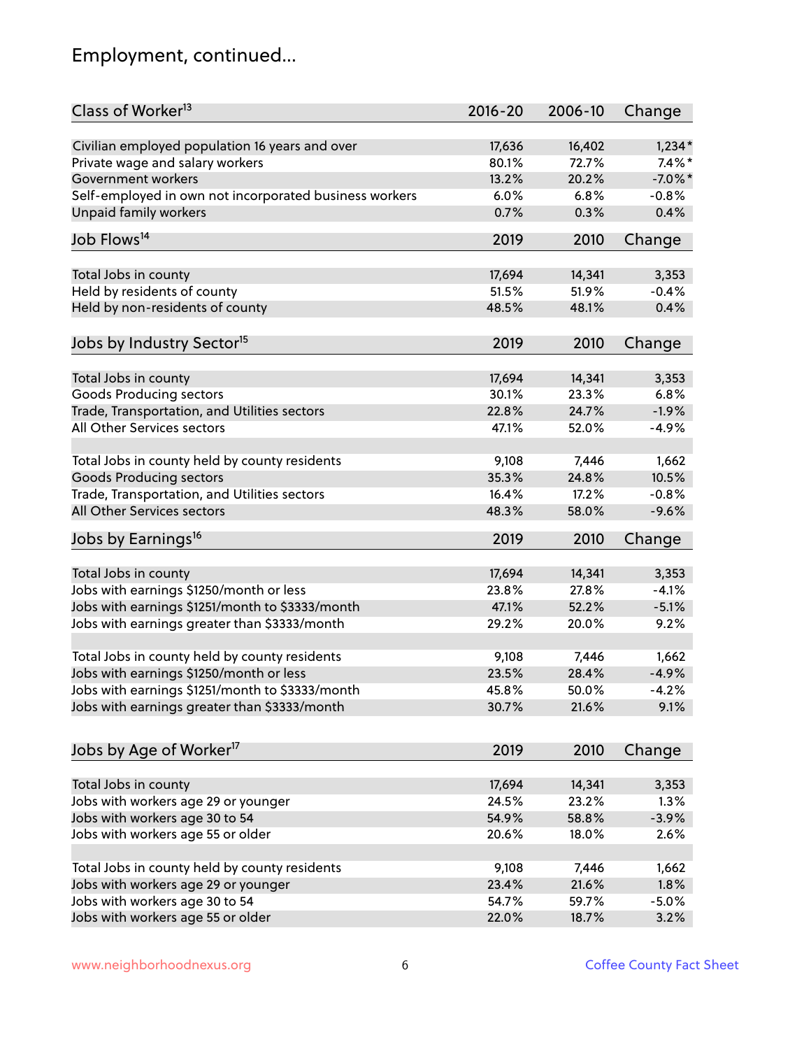# Employment, continued...

| Class of Worker[13] | 2016-20 | 2006-10 | Change |
|---|---|---|---|
| Civilian employed population 16 years and over | 17,636 | 16,402 | 1,234* |
| Private wage and salary workers | 80.1% | 72.7% | 7.4%* |
| Government workers | 13.2% | 20.2% | -7.0%* |
| Self-employed in own not incorporated business workers | 6.0% | 6.8% | -0.8% |
| Unpaid family workers | 0.7% | 0.3% | 0.4% |

| Job Flows[14] | 2019 | 2010 | Change |
|---|---|---|---|
| Total Jobs in county | 17,694 | 14,341 | 3,353 |
| Held by residents of county | 51.5% | 51.9% | -0.4% |
| Held by non-residents of county | 48.5% | 48.1% | 0.4% |

| Jobs by Industry Sector[15] | 2019 | 2010 | Change |
|---|---|---|---|
| Total Jobs in county | 17,694 | 14,341 | 3,353 |
| Goods Producing sectors | 30.1% | 23.3% | 6.8% |
| Trade, Transportation, and Utilities sectors | 22.8% | 24.7% | -1.9% |
| All Other Services sectors | 47.1% | 52.0% | -4.9% |
| | | | |
| Total Jobs in county held by county residents | 9,108 | 7,446 | 1,662 |
| Goods Producing sectors | 35.3% | 24.8% | 10.5% |
| Trade, Transportation, and Utilities sectors | 16.4% | 17.2% | -0.8% |
| All Other Services sectors | 48.3% | 58.0% | -9.6% |

| Jobs by Earnings[16] | 2019 | 2010 | Change |
|---|---|---|---|
| Total Jobs in county | 17,694 | 14,341 | 3,353 |
| Jobs with earnings $1250/month or less | 23.8% | 27.8% | -4.1% |
| Jobs with earnings $1251/month to $3333/month | 47.1% | 52.2% | -5.1% |
| Jobs with earnings greater than $3333/month | 29.2% | 20.0% | 9.2% |
| | | | |
| Total Jobs in county held by county residents | 9,108 | 7,446 | 1,662 |
| Jobs with earnings $1250/month or less | 23.5% | 28.4% | -4.9% |
| Jobs with earnings $1251/month to $3333/month | 45.8% | 50.0% | -4.2% |
| Jobs with earnings greater than $3333/month | 30.7% | 21.6% | 9.1% |

| Jobs by Age of Worker[17] | 2019 | 2010 | Change |
|---|---|---|---|
| Total Jobs in county | 17,694 | 14,341 | 3,353 |
| Jobs with workers age 29 or younger | 24.5% | 23.2% | 1.3% |
| Jobs with workers age 30 to 54 | 54.9% | 58.8% | -3.9% |
| Jobs with workers age 55 or older | 20.6% | 18.0% | 2.6% |
| | | | |
| Total Jobs in county held by county residents | 9,108 | 7,446 | 1,662 |
| Jobs with workers age 29 or younger | 23.4% | 21.6% | 1.8% |
| Jobs with workers age 30 to 54 | 54.7% | 59.7% | -5.0% |
| Jobs with workers age 55 or older | 22.0% | 18.7% | 3.2% |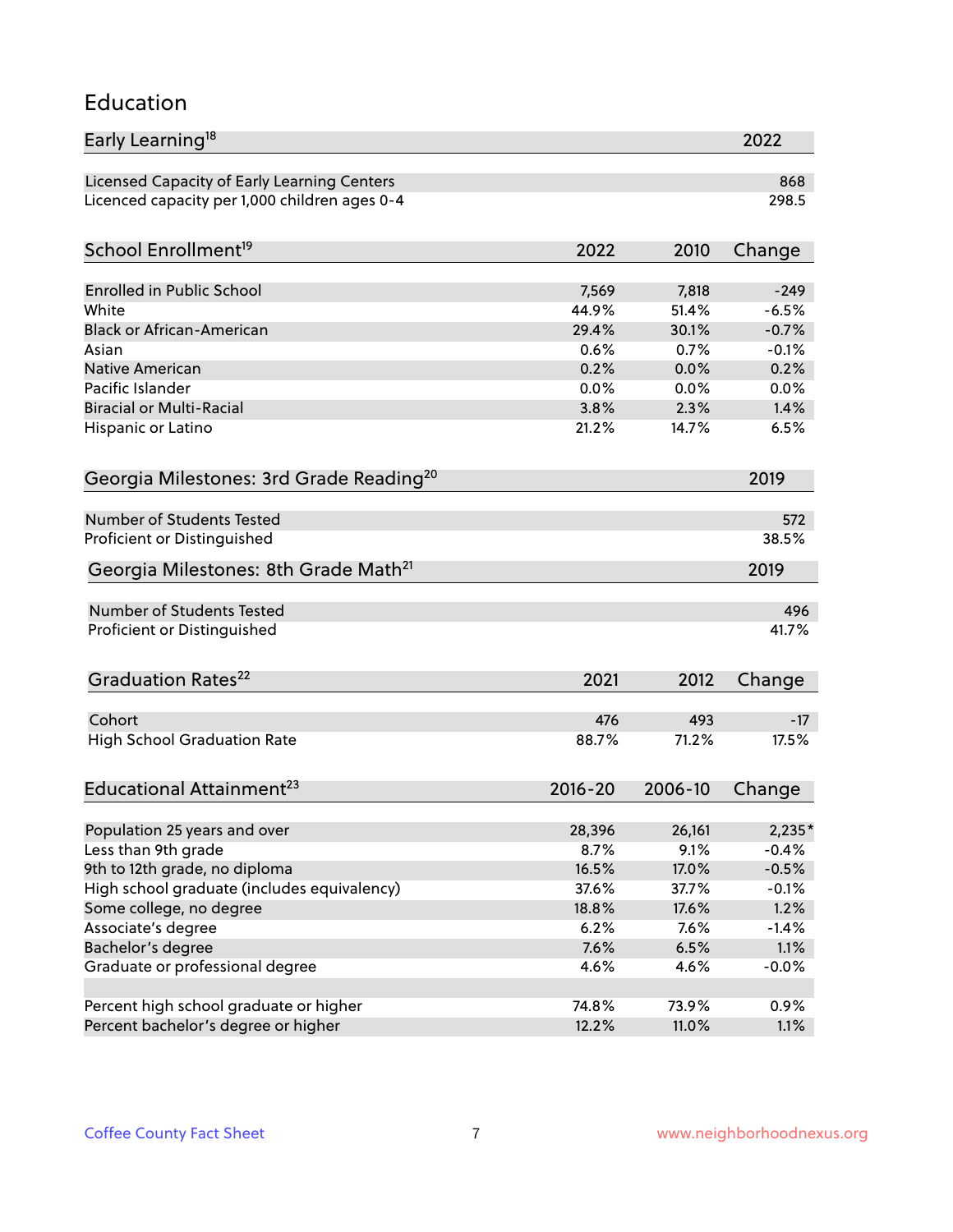## Education

| Early Learning[18] | 2022 |
|---|---|
| Licensed Capacity of Early Learning Centers | 868 |
| Licenced capacity per 1,000 children ages 0-4 | 298.5 |

| School Enrollment[19] | 2022 | 2010 | Change |
|---|---|---|---|
| Enrolled in Public School | 7,569 | 7,818 | -249 |
| White | 44.9% | 51.4% | -6.5% |
| Black or African-American | 29.4% | 30.1% | -0.7% |
| Asian | 0.6% | 0.7% | -0.1% |
| Native American | 0.2% | 0.0% | 0.2% |
| Pacific Islander | 0.0% | 0.0% | 0.0% |
| Biracial or Multi-Racial | 3.8% | 2.3% | 1.4% |
| Hispanic or Latino | 21.2% | 14.7% | 6.5% |

| Georgia Milestones: 3rd Grade Reading[20] | 2019 |
|---|---|
| Number of Students Tested | 572 |
| Proficient or Distinguished | 38.5% |

| Georgia Milestones: 8th Grade Math[21] | 2019 |
|---|---|
| Number of Students Tested | 496 |
| Proficient or Distinguished | 41.7% |

| Graduation Rates[22] | 2021 | 2012 | Change |
|---|---|---|---|
| Cohort | 476 | 493 | -17 |
| High School Graduation Rate | 88.7% | 71.2% | 17.5% |

| Educational Attainment[23] | 2016-20 | 2006-10 | Change |
|---|---|---|---|
| Population 25 years and over | 28,396 | 26,161 | 2,235* |
| Less than 9th grade | 8.7% | 9.1% | -0.4% |
| 9th to 12th grade, no diploma | 16.5% | 17.0% | -0.5% |
| High school graduate (includes equivalency) | 37.6% | 37.7% | -0.1% |
| Some college, no degree | 18.8% | 17.6% | 1.2% |
| Associate's degree | 6.2% | 7.6% | -1.4% |
| Bachelor's degree | 7.6% | 6.5% | 1.1% |
| Graduate or professional degree | 4.6% | 4.6% | -0.0% |
| | | | |
| Percent high school graduate or higher | 74.8% | 73.9% | 0.9% |
| Percent bachelor's degree or higher | 12.2% | 11.0% | 1.1% |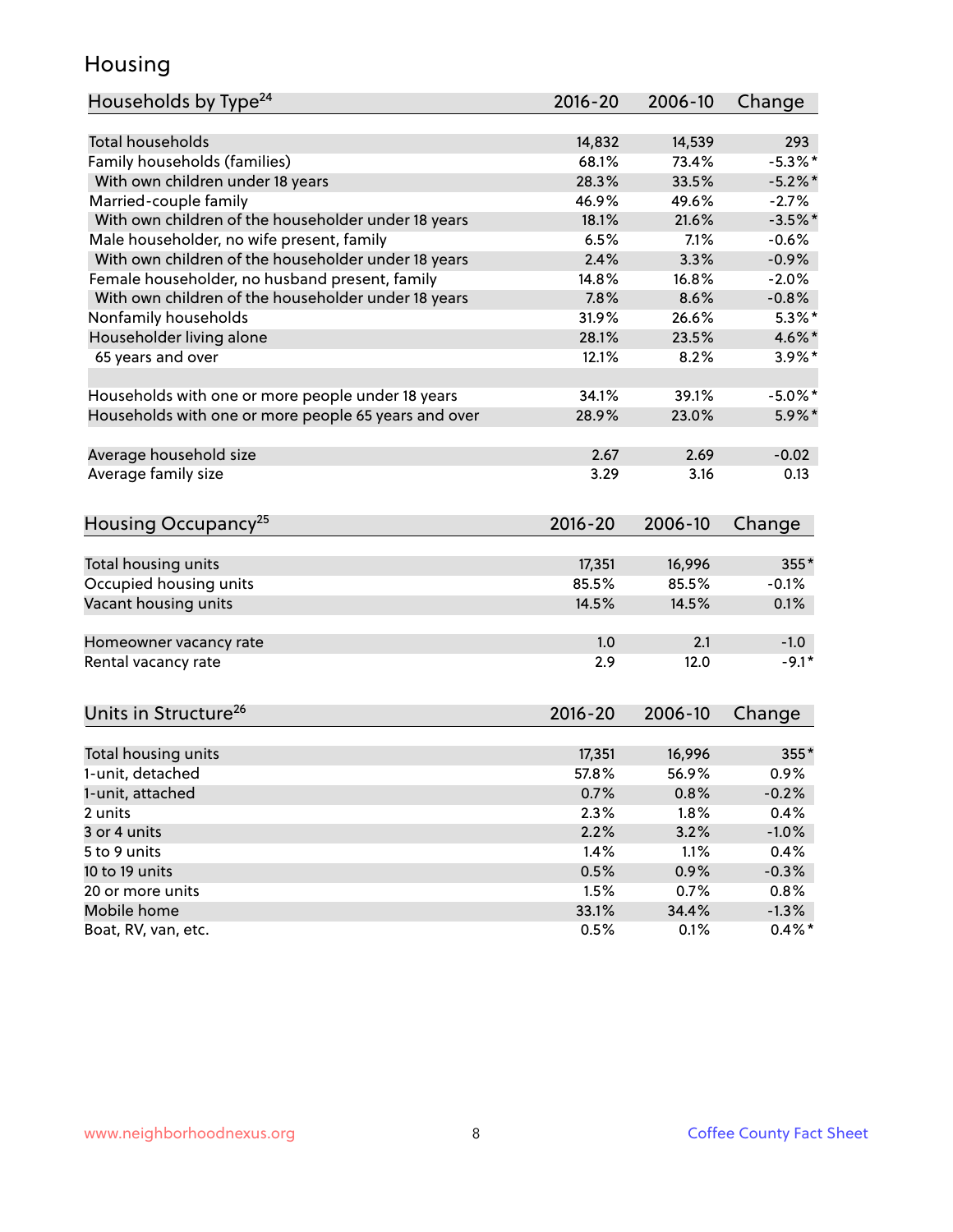## Housing

| Households by Type[24] | 2016-20 | 2006-10 | Change |
|---|---|---|---|
| Total households | 14,832 | 14,539 | 293 |
| Family households (families) | 68.1% | 73.4% | -5.3%* |
| With own children under 18 years | 28.3% | 33.5% | -5.2%* |
| Married-couple family | 46.9% | 49.6% | -2.7% |
| With own children of the householder under 18 years | 18.1% | 21.6% | -3.5%* |
| Male householder, no wife present, family | 6.5% | 7.1% | -0.6% |
| With own children of the householder under 18 years | 2.4% | 3.3% | -0.9% |
| Female householder, no husband present, family | 14.8% | 16.8% | -2.0% |
| With own children of the householder under 18 years | 7.8% | 8.6% | -0.8% |
| Nonfamily households | 31.9% | 26.6% | 5.3%* |
| Householder living alone | 28.1% | 23.5% | 4.6%* |
| 65 years and over | 12.1% | 8.2% | 3.9%* |
| Households with one or more people under 18 years | 34.1% | 39.1% | -5.0%* |
| Households with one or more people 65 years and over | 28.9% | 23.0% | 5.9%* |
| Average household size | 2.67 | 2.69 | -0.02 |
| Average family size | 3.29 | 3.16 | 0.13 |

| Housing Occupancy[25] | 2016-20 | 2006-10 | Change |
|---|---|---|---|
| Total housing units | 17,351 | 16,996 | 355* |
| Occupied housing units | 85.5% | 85.5% | -0.1% |
| Vacant housing units | 14.5% | 14.5% | 0.1% |
| Homeowner vacancy rate | 1.0 | 2.1 | -1.0 |
| Rental vacancy rate | 2.9 | 12.0 | -9.1* |

| Units in Structure[26] | 2016-20 | 2006-10 | Change |
|---|---|---|---|
| Total housing units | 17,351 | 16,996 | 355* |
| 1-unit, detached | 57.8% | 56.9% | 0.9% |
| 1-unit, attached | 0.7% | 0.8% | -0.2% |
| 2 units | 2.3% | 1.8% | 0.4% |
| 3 or 4 units | 2.2% | 3.2% | -1.0% |
| 5 to 9 units | 1.4% | 1.1% | 0.4% |
| 10 to 19 units | 0.5% | 0.9% | -0.3% |
| 20 or more units | 1.5% | 0.7% | 0.8% |
| Mobile home | 33.1% | 34.4% | -1.3% |
| Boat, RV, van, etc. | 0.5% | 0.1% | 0.4%* |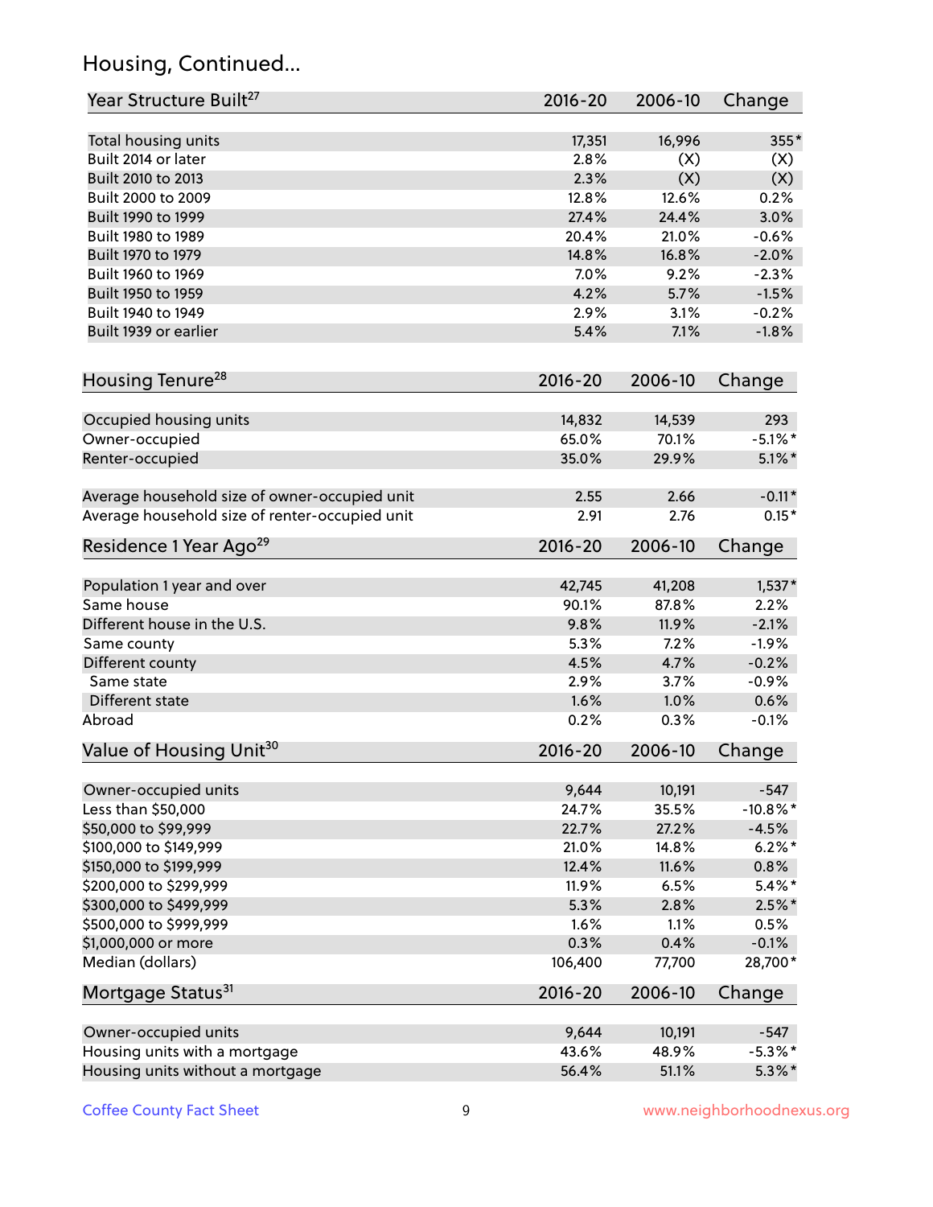## Housing, Continued...

| Year Structure Built[27] | 2016-20 | 2006-10 | Change |
|---|---|---|---|
| Total housing units | 17,351 | 16,996 | 355* |
| Built 2014 or later | 2.8% | (X) | (X) |
| Built 2010 to 2013 | 2.3% | (X) | (X) |
| Built 2000 to 2009 | 12.8% | 12.6% | 0.2% |
| Built 1990 to 1999 | 27.4% | 24.4% | 3.0% |
| Built 1980 to 1989 | 20.4% | 21.0% | -0.6% |
| Built 1970 to 1979 | 14.8% | 16.8% | -2.0% |
| Built 1960 to 1969 | 7.0% | 9.2% | -2.3% |
| Built 1950 to 1959 | 4.2% | 5.7% | -1.5% |
| Built 1940 to 1949 | 2.9% | 3.1% | -0.2% |
| Built 1939 or earlier | 5.4% | 7.1% | -1.8% |

| Housing Tenure[28] | 2016-20 | 2006-10 | Change |
|---|---|---|---|
| Occupied housing units | 14,832 | 14,539 | 293 |
| Owner-occupied | 65.0% | 70.1% | -5.1%* |
| Renter-occupied | 35.0% | 29.9% | 5.1%* |
| | | | |
| Average household size of owner-occupied unit | 2.55 | 2.66 | -0.11* |
| Average household size of renter-occupied unit | 2.91 | 2.76 | 0.15* |

| Residence 1 Year Ago[29] | 2016-20 | 2006-10 | Change |
|---|---|---|---|
| Population 1 year and over | 42,745 | 41,208 | 1,537* |
| Same house | 90.1% | 87.8% | 2.2% |
| Different house in the U.S. | 9.8% | 11.9% | -2.1% |
| Same county | 5.3% | 7.2% | -1.9% |
| Different county | 4.5% | 4.7% | -0.2% |
| Same state | 2.9% | 3.7% | -0.9% |
| Different state | 1.6% | 1.0% | 0.6% |
| Abroad | 0.2% | 0.3% | -0.1% |

| Value of Housing Unit[30] | 2016-20 | 2006-10 | Change |
|---|---|---|---|
| Owner-occupied units | 9,644 | 10,191 | -547 |
| Less than $50,000 | 24.7% | 35.5% | -10.8%* |
| $50,000 to $99,999 | 22.7% | 27.2% | -4.5% |
| $100,000 to $149,999 | 21.0% | 14.8% | 6.2%* |
| $150,000 to $199,999 | 12.4% | 11.6% | 0.8% |
| $200,000 to $299,999 | 11.9% | 6.5% | 5.4%* |
| $300,000 to $499,999 | 5.3% | 2.8% | 2.5%* |
| $500,000 to $999,999 | 1.6% | 1.1% | 0.5% |
| $1,000,000 or more | 0.3% | 0.4% | -0.1% |
| Median (dollars) | 106,400 | 77,700 | 28,700* |

| Mortgage Status[31] | 2016-20 | 2006-10 | Change |
|---|---|---|---|
| Owner-occupied units | 9,644 | 10,191 | -547 |
| Housing units with a mortgage | 43.6% | 48.9% | -5.3%* |
| Housing units without a mortgage | 56.4% | 51.1% | 5.3%* |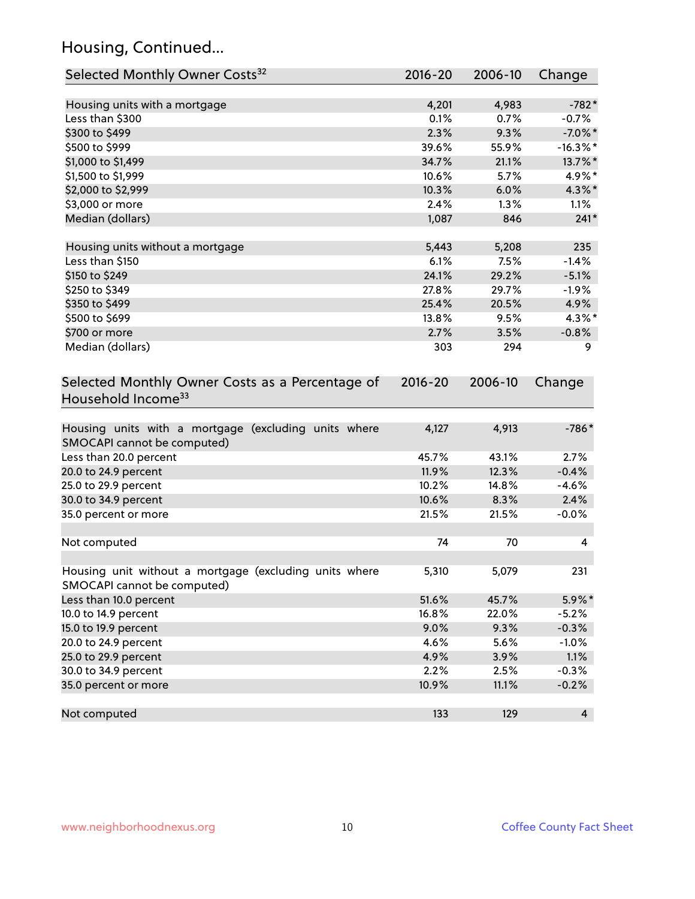## Housing, Continued...

| Selected Monthly Owner Costs[32] | 2016-20 | 2006-10 | Change |
|---|---|---|---|
| Housing units with a mortgage | 4,201 | 4,983 | -782* |
| Less than $300 | 0.1% | 0.7% | -0.7% |
| $300 to $499 | 2.3% | 9.3% | -7.0%* |
| $500 to $999 | 39.6% | 55.9% | -16.3%* |
| $1,000 to $1,499 | 34.7% | 21.1% | 13.7%* |
| $1,500 to $1,999 | 10.6% | 5.7% | 4.9%* |
| $2,000 to $2,999 | 10.3% | 6.0% | 4.3%* |
| $3,000 or more | 2.4% | 1.3% | 1.1% |
| Median (dollars) | 1,087 | 846 | 241* |
| | | | |
| Housing units without a mortgage | 5,443 | 5,208 | 235 |
| Less than $150 | 6.1% | 7.5% | -1.4% |
| $150 to $249 | 24.1% | 29.2% | -5.1% |
| $250 to $349 | 27.8% | 29.7% | -1.9% |
| $350 to $499 | 25.4% | 20.5% | 4.9% |
| $500 to $699 | 13.8% | 9.5% | 4.3%* |
| $700 or more | 2.7% | 3.5% | -0.8% |
| Median (dollars) | 303 | 294 | 9 |

| Selected Monthly Owner Costs as a Percentage of Household Income[33] | 2016-20 | 2006-10 | Change |
|---|---|---|---|
| Housing units with a mortgage (excluding units where SMOCAPI cannot be computed) | 4,127 | 4,913 | -786* |
| Less than 20.0 percent | 45.7% | 43.1% | 2.7% |
| 20.0 to 24.9 percent | 11.9% | 12.3% | -0.4% |
| 25.0 to 29.9 percent | 10.2% | 14.8% | -4.6% |
| 30.0 to 34.9 percent | 10.6% | 8.3% | 2.4% |
| 35.0 percent or more | 21.5% | 21.5% | -0.0% |
| | | | |
| Not computed | 74 | 70 | 4 |
| | | | |
| Housing unit without a mortgage (excluding units where SMOCAPI cannot be computed) | 5,310 | 5,079 | 231 |
| Less than 10.0 percent | 51.6% | 45.7% | 5.9%* |
| 10.0 to 14.9 percent | 16.8% | 22.0% | -5.2% |
| 15.0 to 19.9 percent | 9.0% | 9.3% | -0.3% |
| 20.0 to 24.9 percent | 4.6% | 5.6% | -1.0% |
| 25.0 to 29.9 percent | 4.9% | 3.9% | 1.1% |
| 30.0 to 34.9 percent | 2.2% | 2.5% | -0.3% |
| 35.0 percent or more | 10.9% | 11.1% | -0.2% |
| | | | |
| Not computed | 133 | 129 | 4 |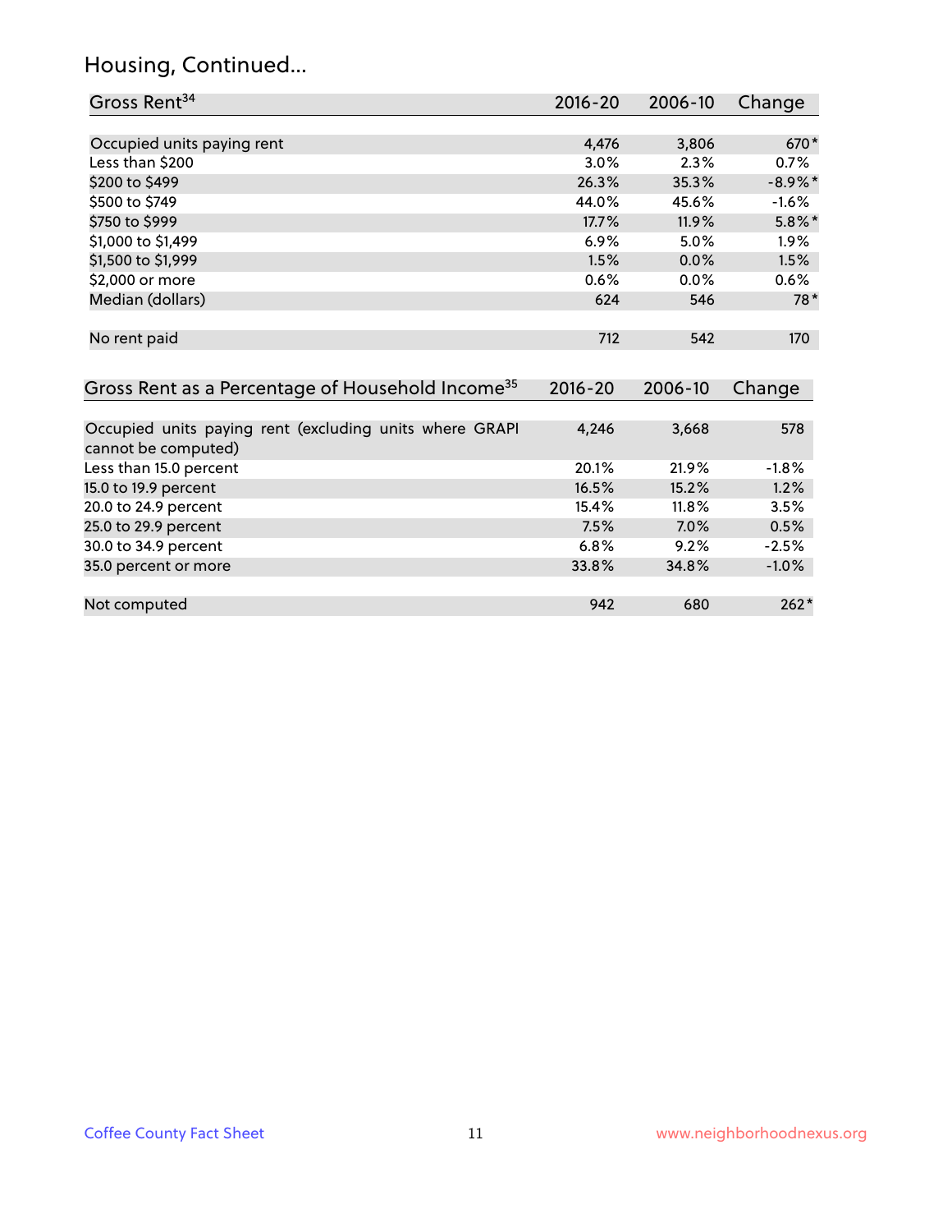## Housing, Continued...

| Gross Rent[34] | 2016-20 | 2006-10 | Change |
|---|---|---|---|
| Occupied units paying rent | 4,476 | 3,806 | 670* |
| Less than $200 | 3.0% | 2.3% | 0.7% |
| $200 to $499 | 26.3% | 35.3% | -8.9%* |
| $500 to $749 | 44.0% | 45.6% | -1.6% |
| $750 to $999 | 17.7% | 11.9% | 5.8%* |
| $1,000 to $1,499 | 6.9% | 5.0% | 1.9% |
| $1,500 to $1,999 | 1.5% | 0.0% | 1.5% |
| $2,000 or more | 0.6% | 0.0% | 0.6% |
| Median (dollars) | 624 | 546 | 78* |
| No rent paid | 712 | 542 | 170 |

| Gross Rent as a Percentage of Household Income[35] | 2016-20 | 2006-10 | Change |
|---|---|---|---|
| Occupied units paying rent (excluding units where GRAPI cannot be computed) | 4,246 | 3,668 | 578 |
| Less than 15.0 percent | 20.1% | 21.9% | -1.8% |
| 15.0 to 19.9 percent | 16.5% | 15.2% | 1.2% |
| 20.0 to 24.9 percent | 15.4% | 11.8% | 3.5% |
| 25.0 to 29.9 percent | 7.5% | 7.0% | 0.5% |
| 30.0 to 34.9 percent | 6.8% | 9.2% | -2.5% |
| 35.0 percent or more | 33.8% | 34.8% | -1.0% |
| Not computed | 942 | 680 | 262* |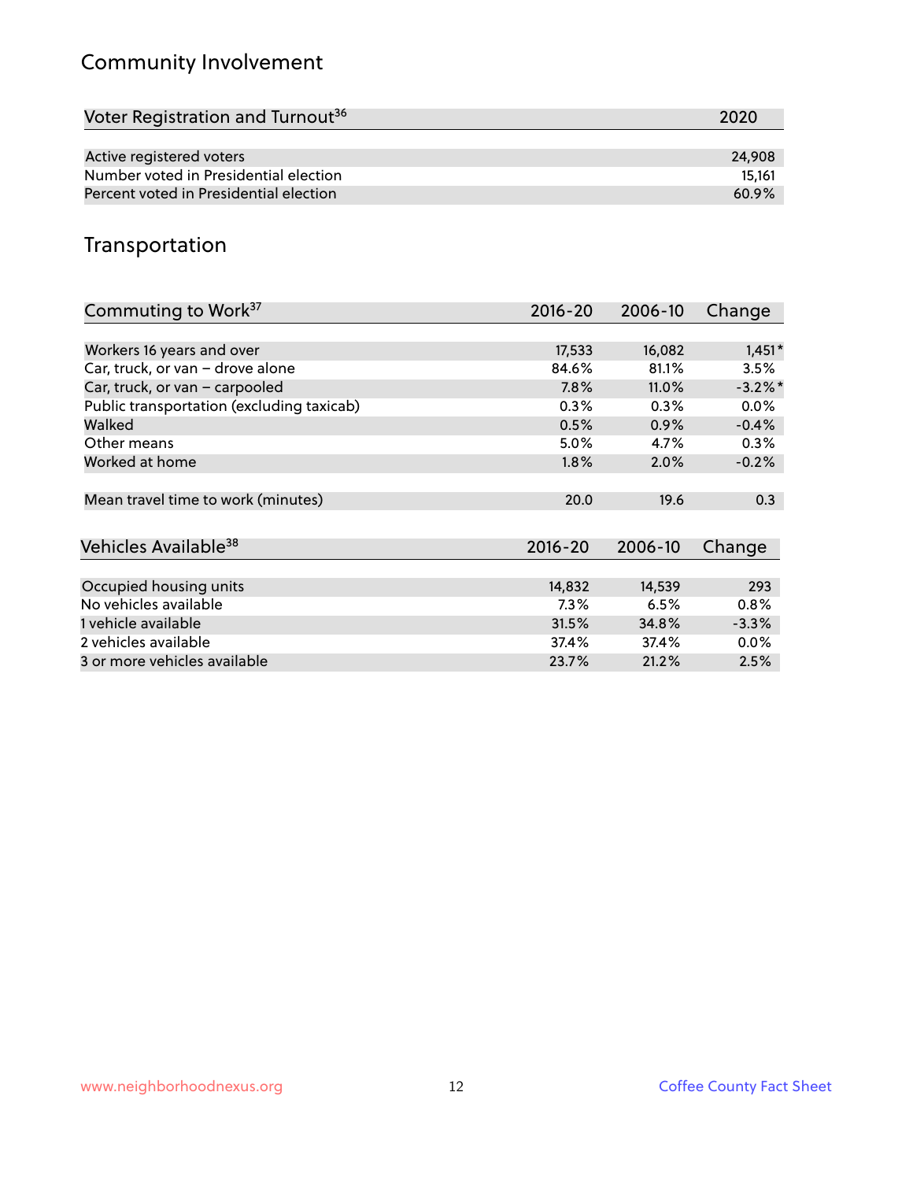## Community Involvement

| Voter Registration and Turnout[36] | 2020 |
|---|---|
| Active registered voters | 24,908 |
| Number voted in Presidential election | 15,161 |
| Percent voted in Presidential election | 60.9% |

## Transportation

| Commuting to Work[37] | 2016-20 | 2006-10 | Change |
|---|---|---|---|
| Workers 16 years and over | 17,533 | 16,082 | 1,451* |
| Car, truck, or van – drove alone | 84.6% | 81.1% | 3.5% |
| Car, truck, or van – carpooled | 7.8% | 11.0% | -3.2%* |
| Public transportation (excluding taxicab) | 0.3% | 0.3% | 0.0% |
| Walked | 0.5% | 0.9% | -0.4% |
| Other means | 5.0% | 4.7% | 0.3% |
| Worked at home | 1.8% | 2.0% | -0.2% |
| Mean travel time to work (minutes) | 20.0 | 19.6 | 0.3 |

| Vehicles Available[38] | 2016-20 | 2006-10 | Change |
|---|---|---|---|
| Occupied housing units | 14,832 | 14,539 | 293 |
| No vehicles available | 7.3% | 6.5% | 0.8% |
| 1 vehicle available | 31.5% | 34.8% | -3.3% |
| 2 vehicles available | 37.4% | 37.4% | 0.0% |
| 3 or more vehicles available | 23.7% | 21.2% | 2.5% |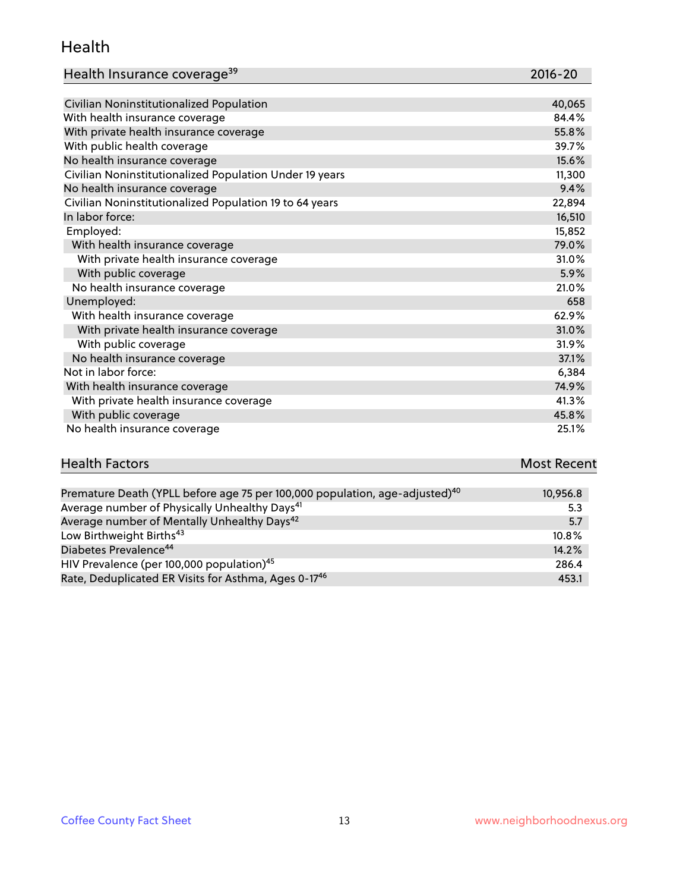## Health

| Health Insurance coverage[39] | 2016-20 |
|---|---|
| Civilian Noninstitutionalized Population | 40,065 |
| With health insurance coverage | 84.4% |
| With private health insurance coverage | 55.8% |
| With public health coverage | 39.7% |
| No health insurance coverage | 15.6% |
| Civilian Noninstitutionalized Population Under 19 years | 11,300 |
| No health insurance coverage | 9.4% |
| Civilian Noninstitutionalized Population 19 to 64 years | 22,894 |
| In labor force: | 16,510 |
| Employed: | 15,852 |
| With health insurance coverage | 79.0% |
| With private health insurance coverage | 31.0% |
| With public coverage | 5.9% |
| No health insurance coverage | 21.0% |
| Unemployed: | 658 |
| With health insurance coverage | 62.9% |
| With private health insurance coverage | 31.0% |
| With public coverage | 31.9% |
| No health insurance coverage | 37.1% |
| Not in labor force: | 6,384 |
| With health insurance coverage | 74.9% |
| With private health insurance coverage | 41.3% |
| With public coverage | 45.8% |
| No health insurance coverage | 25.1% |

| Health Factors | Most Recent |
|---|---|
| Premature Death (YPLL before age 75 per 100,000 population, age-adjusted)[40] | 10,956.8 |
| Average number of Physically Unhealthy Days[41] | 5.3 |
| Average number of Mentally Unhealthy Days[42] | 5.7 |
| Low Birthweight Births[43] | 10.8% |
| Diabetes Prevalence[44] | 14.2% |
| HIV Prevalence (per 100,000 population)[45] | 286.4 |
| Rate, Deduplicated ER Visits for Asthma, Ages 0-17[46] | 453.1 |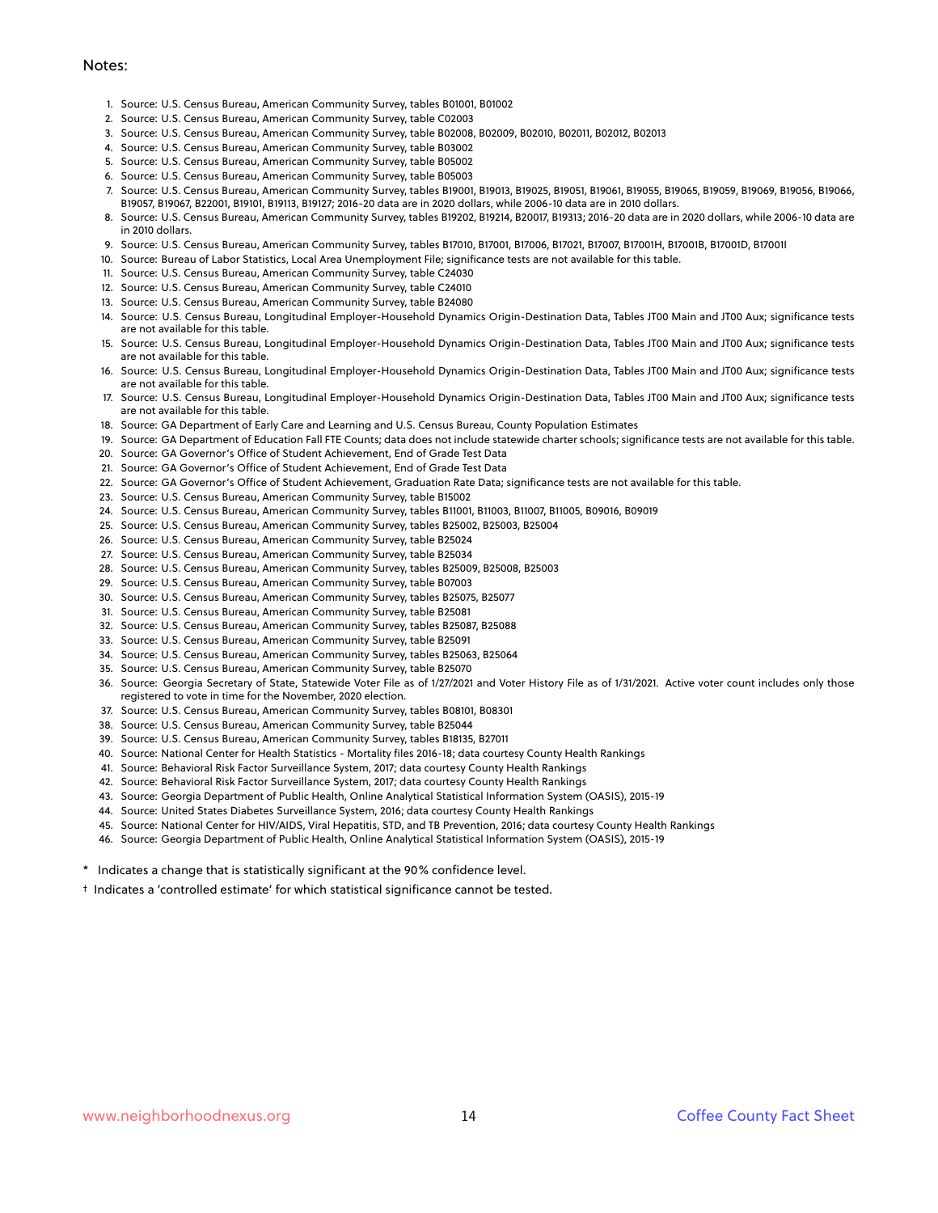Notes:

1. Source: U.S. Census Bureau, American Community Survey, tables B01001, B01002
2. Source: U.S. Census Bureau, American Community Survey, table C02003
3. Source: U.S. Census Bureau, American Community Survey, table B02008, B02009, B02010, B02011, B02012, B02013
4. Source: U.S. Census Bureau, American Community Survey, table B03002
5. Source: U.S. Census Bureau, American Community Survey, table B05002
6. Source: U.S. Census Bureau, American Community Survey, table B05003
7. Source: U.S. Census Bureau, American Community Survey, tables B19001, B19013, B19025, B19051, B19061, B19055, B19065, B19059, B19069, B19056, B19066, B19057, B19067, B22001, B19101, B19113, B19127; 2016-20 data are in 2020 dollars, while 2006-10 data are in 2010 dollars.
8. Source: U.S. Census Bureau, American Community Survey, tables B19202, B19214, B20017, B19313; 2016-20 data are in 2020 dollars, while 2006-10 data are in 2010 dollars.
9. Source: U.S. Census Bureau, American Community Survey, tables B17010, B17001, B17006, B17021, B17007, B17001H, B17001B, B17001D, B17001I
10. Source: Bureau of Labor Statistics, Local Area Unemployment File; significance tests are not available for this table.
11. Source: U.S. Census Bureau, American Community Survey, table C24030
12. Source: U.S. Census Bureau, American Community Survey, table C24010
13. Source: U.S. Census Bureau, American Community Survey, table B24080
14. Source: U.S. Census Bureau, Longitudinal Employer-Household Dynamics Origin-Destination Data, Tables JT00 Main and JT00 Aux; significance tests are not available for this table.
15. Source: U.S. Census Bureau, Longitudinal Employer-Household Dynamics Origin-Destination Data, Tables JT00 Main and JT00 Aux; significance tests are not available for this table.
16. Source: U.S. Census Bureau, Longitudinal Employer-Household Dynamics Origin-Destination Data, Tables JT00 Main and JT00 Aux; significance tests are not available for this table.
17. Source: U.S. Census Bureau, Longitudinal Employer-Household Dynamics Origin-Destination Data, Tables JT00 Main and JT00 Aux; significance tests are not available for this table.
18. Source: GA Department of Early Care and Learning and U.S. Census Bureau, County Population Estimates
19. Source: GA Department of Education Fall FTE Counts; data does not include statewide charter schools; significance tests are not available for this table.
20. Source: GA Governor's Office of Student Achievement, End of Grade Test Data
21. Source: GA Governor's Office of Student Achievement, End of Grade Test Data
22. Source: GA Governor's Office of Student Achievement, Graduation Rate Data; significance tests are not available for this table.
23. Source: U.S. Census Bureau, American Community Survey, table B15002
24. Source: U.S. Census Bureau, American Community Survey, tables B11001, B11003, B11007, B11005, B09016, B09019
25. Source: U.S. Census Bureau, American Community Survey, tables B25002, B25003, B25004
26. Source: U.S. Census Bureau, American Community Survey, table B25024
27. Source: U.S. Census Bureau, American Community Survey, table B25034
28. Source: U.S. Census Bureau, American Community Survey, tables B25009, B25008, B25003
29. Source: U.S. Census Bureau, American Community Survey, table B07003
30. Source: U.S. Census Bureau, American Community Survey, tables B25075, B25077
31. Source: U.S. Census Bureau, American Community Survey, table B25081
32. Source: U.S. Census Bureau, American Community Survey, tables B25087, B25088
33. Source: U.S. Census Bureau, American Community Survey, table B25091
34. Source: U.S. Census Bureau, American Community Survey, tables B25063, B25064
35. Source: U.S. Census Bureau, American Community Survey, table B25070
36. Source: Georgia Secretary of State, Statewide Voter File as of 1/27/2021 and Voter History File as of 1/31/2021. Active voter count includes only those registered to vote in time for the November, 2020 election.
37. Source: U.S. Census Bureau, American Community Survey, tables B08101, B08301
38. Source: U.S. Census Bureau, American Community Survey, table B25044
39. Source: U.S. Census Bureau, American Community Survey, tables B18135, B27011
40. Source: National Center for Health Statistics - Mortality files 2016-18; data courtesy County Health Rankings
41. Source: Behavioral Risk Factor Surveillance System, 2017; data courtesy County Health Rankings
42. Source: Behavioral Risk Factor Surveillance System, 2017; data courtesy County Health Rankings
43. Source: Georgia Department of Public Health, Online Analytical Statistical Information System (OASIS), 2015-19
44. Source: United States Diabetes Surveillance System, 2016; data courtesy County Health Rankings
45. Source: National Center for HIV/AIDS, Viral Hepatitis, STD, and TB Prevention, 2016; data courtesy County Health Rankings
46. Source: Georgia Department of Public Health, Online Analytical Statistical Information System (OASIS), 2015-19

\* Indicates a change that is statistically significant at the 90% confidence level.

† Indicates a 'controlled estimate' for which statistical significance cannot be tested.